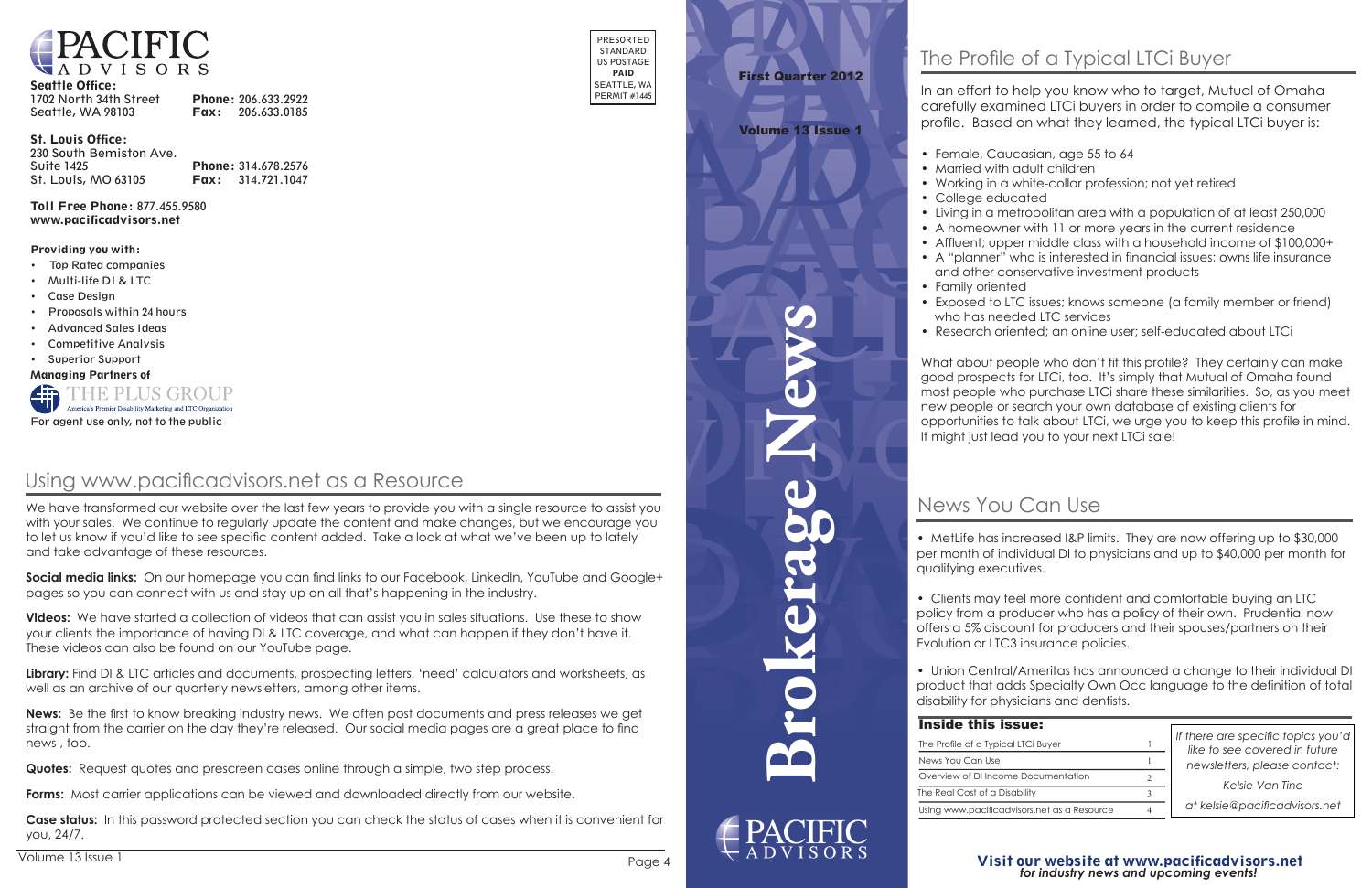PACIFIC ADVISORS

**Seattle Office:**
1702 North 34th Street
Seattle, WA 98103
**Phone:** 206.633.2922
**Fax:** 206.633.0185

**St. Louis Office:**
230 South Bemiston Ave.
Suite 1425
St. Louis, MO 63105
**Phone:** 314.678.2576
**Fax:** 314.721.1047

**Toll Free Phone:** 877.455.9580
**www.pacificadvisors.net**

**Providing you with:**

- Top Rated companies
- Multi-life DI & LTC
- Case Design
- Proposals within 24 hours
- Advanced Sales Ideas
- Competitive Analysis
- Superior Support

**Managing Partners of**
THE PLUS GROUP
America's Premier Disability Marketing and LTC Organization

For agent use only, not to the public

PRESORTED STANDARD US POSTAGE **PAID** SEATTLE, WA PERMIT #1445

## Using www.pacificadvisors.net as a Resource

We have transformed our website over the last few years to provide you with a single resource to assist you with your sales. We continue to regularly update the content and make changes, but we encourage you to let us know if you'd like to see specific content added. Take a look at what we've been up to lately and take advantage of these resources.

**Social media links:** On our homepage you can find links to our Facebook, LinkedIn, YouTube and Google+ pages so you can connect with us and stay up on all that's happening in the industry.

**Videos:** We have started a collection of videos that can assist you in sales situations. Use these to show your clients the importance of having DI & LTC coverage, and what can happen if they don't have it. These videos can also be found on our YouTube page.

**Library:** Find DI & LTC articles and documents, prospecting letters, 'need' calculators and worksheets, as well as an archive of our quarterly newsletters, among other items.

**News:** Be the first to know breaking industry news. We often post documents and press releases we get straight from the carrier on the day they're released. Our social media pages are a great place to find news , too.

**Quotes:** Request quotes and prescreen cases online through a simple, two step process.

**Forms:** Most carrier applications can be viewed and downloaded directly from our website.

**Case status:** In this password protected section you can check the status of cases when it is convenient for you, 24/7.

**First Quarter 2012**

**Volume 13 Issue 1**

# Brokerage News

PACIFIC ADVISORS

## The Profile of a Typical LTCi Buyer

In an effort to help you know who to target, Mutual of Omaha carefully examined LTCi buyers in order to compile a consumer profile. Based on what they learned, the typical LTCi buyer is:

- Female, Caucasian, age 55 to 64
- Married with adult children
- Working in a white-collar profession; not yet retired
- College educated
- Living in a metropolitan area with a population of at least 250,000
- A homeowner with 11 or more years in the current residence
- Affluent; upper middle class with a household income of $100,000+
- A "planner" who is interested in financial issues; owns life insurance and other conservative investment products
- Family oriented
- Exposed to LTC issues; knows someone (a family member or friend) who has needed LTC services
- Research oriented; an online user; self-educated about LTCi

What about people who don't fit this profile? They certainly can make good prospects for LTCi, too. It's simply that Mutual of Omaha found most people who purchase LTCi share these similarities. So, as you meet new people or search your own database of existing clients for opportunities to talk about LTCi, we urge you to keep this profile in mind. It might just lead you to your next LTCi sale!

## News You Can Use

- MetLife has increased I&P limits. They are now offering up to $30,000 per month of individual DI to physicians and up to $40,000 per month for qualifying executives.

- Clients may feel more confident and comfortable buying an LTC policy from a producer who has a policy of their own. Prudential now offers a 5% discount for producers and their spouses/partners on their Evolution or LTC3 insurance policies.

- Union Central/Ameritas has announced a change to their individual DI product that adds Specialty Own Occ language to the definition of total disability for physicians and dentists.

### Inside this issue:

| | |
|---|---|
| The Profile of a Typical LTCi Buyer | 1 |
| News You Can Use | 1 |
| Overview of DI Income Documentation | 2 |
| The Real Cost of a Disability | 3 |
| Using www.pacificadvisors.net as a Resource | 4 |

*If there are specific topics you'd like to see covered in future newsletters, please contact:*

*Kelsie Van Tine*

*at kelsie@pacificadvisors.net*

**Visit our website at www.pacificadvisors.net**
***for industry news and upcoming events!***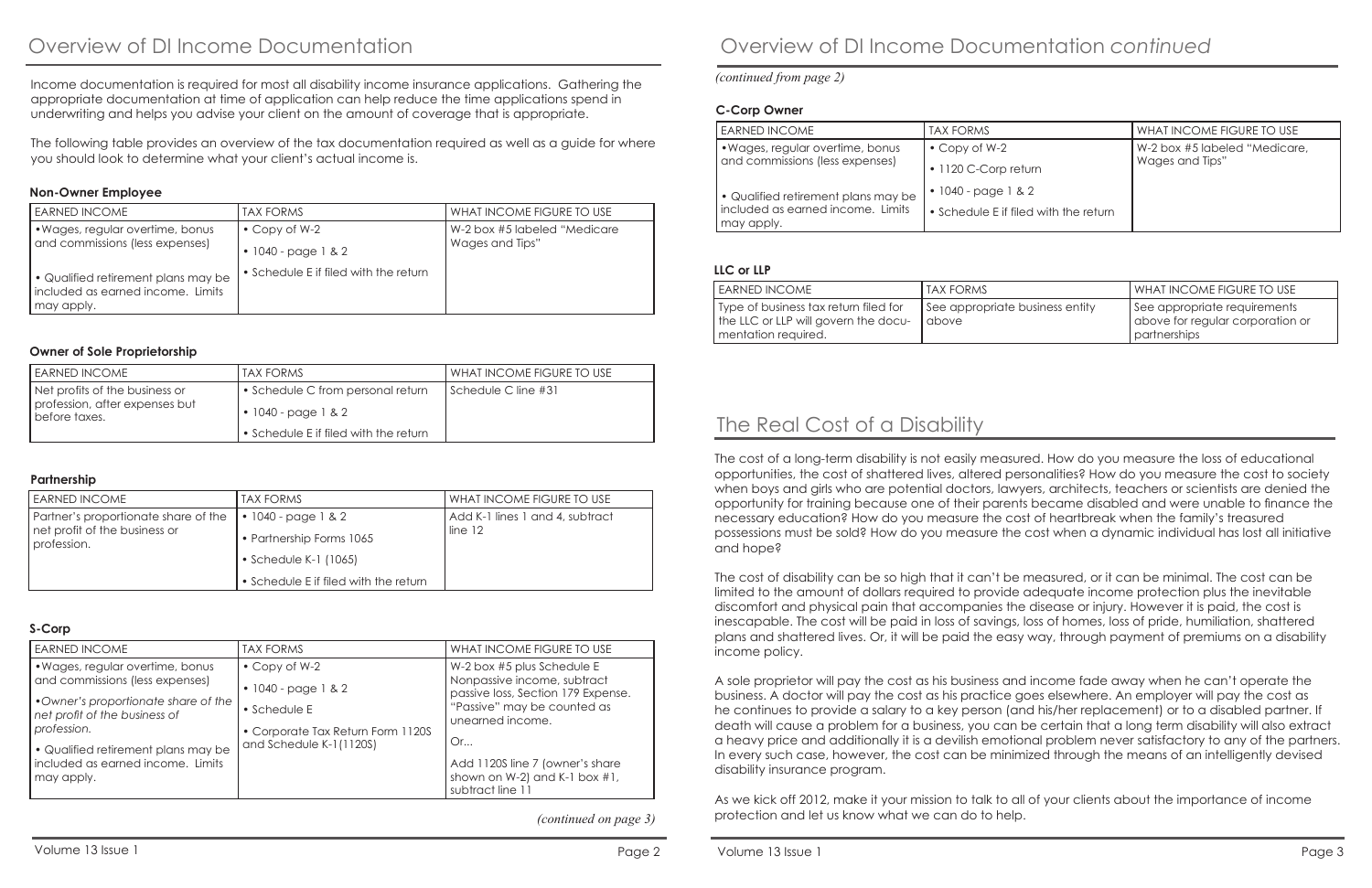# Overview of DI Income Documentation

Income documentation is required for most all disability income insurance applications. Gathering the appropriate documentation at time of application can help reduce the time applications spend in underwriting and helps you advise your client on the amount of coverage that is appropriate.

The following table provides an overview of the tax documentation required as well as a guide for where you should look to determine what your client's actual income is.

### Non-Owner Employee

| EARNED INCOME | TAX FORMS | WHAT INCOME FIGURE TO USE |
|---|---|---|
| • Wages, regular overtime, bonus and commissions (less expenses)<br><br>• Qualified retirement plans may be included as earned income. Limits may apply. | • Copy of W-2<br>• 1040 - page 1 & 2<br>• Schedule E if filed with the return | W-2 box #5 labeled "Medicare Wages and Tips" |

### Owner of Sole Proprietorship

| EARNED INCOME | TAX FORMS | WHAT INCOME FIGURE TO USE |
|---|---|---|
| Net profits of the business or profession, after expenses but before taxes. | • Schedule C from personal return<br>• 1040 - page 1 & 2<br>• Schedule E if filed with the return | Schedule C line #31 |

### Partnership

| EARNED INCOME | TAX FORMS | WHAT INCOME FIGURE TO USE |
|---|---|---|
| Partner's proportionate share of the net profit of the business or profession. | • 1040 - page 1 & 2<br>• Partnership Forms 1065<br>• Schedule K-1 (1065)<br>• Schedule E if filed with the return | Add K-1 lines 1 and 4, subtract line 12 |

### S-Corp

| EARNED INCOME | TAX FORMS | WHAT INCOME FIGURE TO USE |
|---|---|---|
| • Wages, regular overtime, bonus and commissions (less expenses)<br><br>• *Owner's proportionate share of the net profit of the business of profession.*<br><br>• Qualified retirement plans may be included as earned income. Limits may apply. | • Copy of W-2<br>• 1040 - page 1 & 2<br>• Schedule E<br>• Corporate Tax Return Form 1120S and Schedule K-1(1120S) | W-2 box #5 plus Schedule E Nonpassive income, subtract passive loss, Section 179 Expense. "Passive" may be counted as unearned income.<br><br>Or...<br><br>Add 1120S line 7 (owner's share shown on W-2) and K-1 box #1, subtract line 11 |

*(continued on page 3)*

# Overview of DI Income Documentation *continued*

*(continued from page 2)*

### C-Corp Owner

| EARNED INCOME | TAX FORMS | WHAT INCOME FIGURE TO USE |
|---|---|---|
| • Wages, regular overtime, bonus and commissions (less expenses)<br><br>• Qualified retirement plans may be included as earned income. Limits may apply. | • Copy of W-2<br>• 1120 C-Corp return<br>• 1040 - page 1 & 2<br>• Schedule E if filed with the return | W-2 box #5 labeled "Medicare, Wages and Tips" |

### LLC or LLP

| EARNED INCOME | TAX FORMS | WHAT INCOME FIGURE TO USE |
|---|---|---|
| Type of business tax return filed for the LLC or LLP will govern the documentation required. | See appropriate business entity above | See appropriate requirements above for regular corporation or partnerships |

# The Real Cost of a Disability

The cost of a long-term disability is not easily measured. How do you measure the loss of educational opportunities, the cost of shattered lives, altered personalities? How do you measure the cost to society when boys and girls who are potential doctors, lawyers, architects, teachers or scientists are denied the opportunity for training because one of their parents became disabled and were unable to finance the necessary education? How do you measure the cost of heartbreak when the family's treasured possessions must be sold? How do you measure the cost when a dynamic individual has lost all initiative and hope?

The cost of disability can be so high that it can't be measured, or it can be minimal. The cost can be limited to the amount of dollars required to provide adequate income protection plus the inevitable discomfort and physical pain that accompanies the disease or injury. However it is paid, the cost is inescapable. The cost will be paid in loss of savings, loss of homes, loss of pride, humiliation, shattered plans and shattered lives. Or, it will be paid the easy way, through payment of premiums on a disability income policy.

A sole proprietor will pay the cost as his business and income fade away when he can't operate the business. A doctor will pay the cost as his practice goes elsewhere. An employer will pay the cost as he continues to provide a salary to a key person (and his/her replacement) or to a disabled partner. If death will cause a problem for a business, you can be certain that a long term disability will also extract a heavy price and additionally it is a devilish emotional problem never satisfactory to any of the partners. In every such case, however, the cost can be minimized through the means of an intelligently devised disability insurance program.

As we kick off 2012, make it your mission to talk to all of your clients about the importance of income protection and let us know what we can do to help.